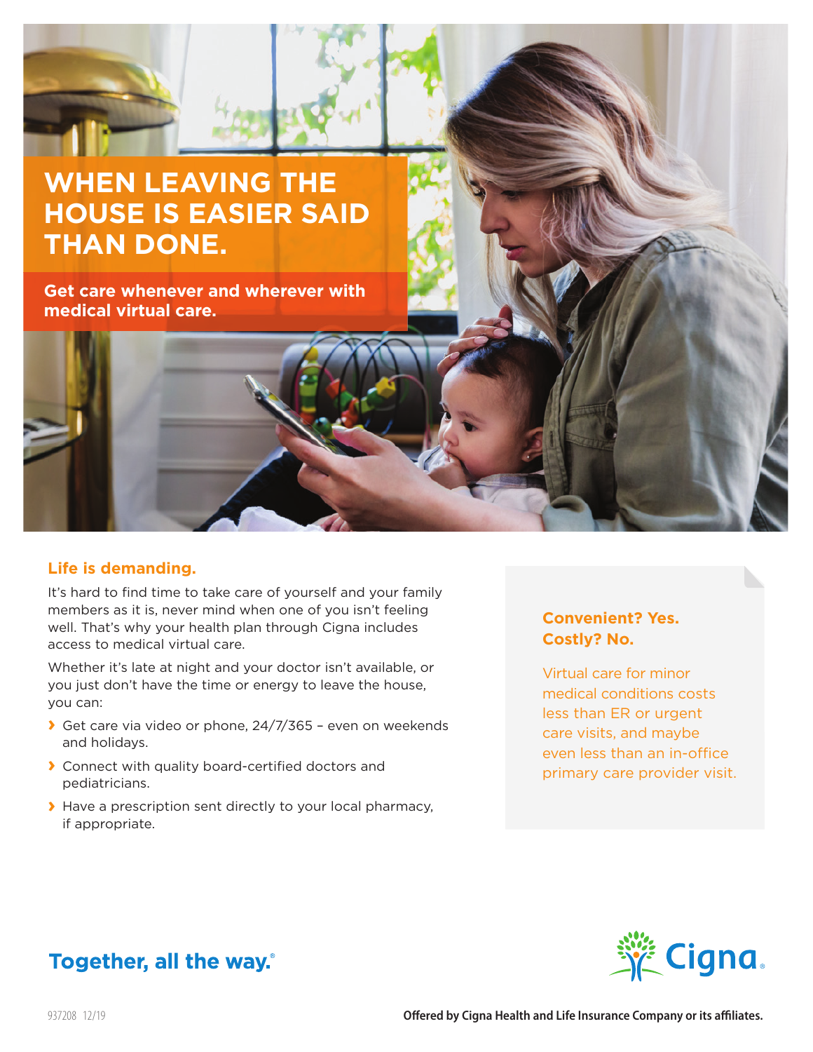# WHEN LEAVING THE HOUSE IS EASIER SAID THAN DONE.

**Get care whenever and wherever with medical virtual care.**

## Life is demanding.

It's hard to find time to take care of yourself and your family members as it is, never mind when one of you isn't feeling well. That's why your health plan through Cigna includes access to medical virtual care.

Whether it's late at night and your doctor isn't available, or you just don't have the time or energy to leave the house, you can:

- Get care via video or phone, 24/7/365 – even on weekends and holidays.
- Connect with quality board-certified doctors and pediatricians.
- Have a prescription sent directly to your local pharmacy, if appropriate.

### Convenient? Yes. Costly? No.

Virtual care for minor medical conditions costs less than ER or urgent care visits, and maybe even less than an in-office primary care provider visit.

**Together, all the way.®**

Cigna.

937208 12/19

**Offered by Cigna Health and Life Insurance Company or its affiliates.**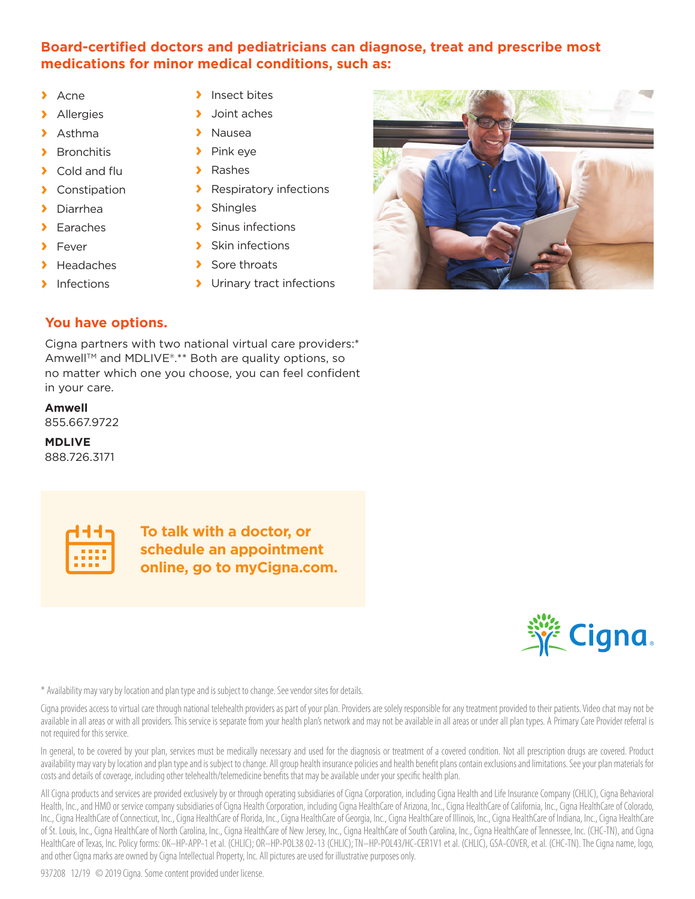## Board-certified doctors and pediatricians can diagnose, treat and prescribe most medications for minor medical conditions, such as:

- Acne
- Allergies
- Asthma
- Bronchitis
- Cold and flu
- Constipation
- Diarrhea
- Earaches
- Fever
- Headaches
- Infections
- Insect bites
- Joint aches
- Nausea
- Pink eye
- Rashes
- Respiratory infections
- Shingles
- Sinus infections
- Skin infections
- Sore throats
- Urinary tract infections

## You have options.

Cigna partners with two national virtual care providers:* Amwell™ and MDLIVE®.** Both are quality options, so no matter which one you choose, you can feel confident in your care.

**Amwell**
855.667.9722

**MDLIVE**
888.726.3171

**To talk with a doctor, or schedule an appointment online, go to myCigna.com.**

Cigna®

* Availability may vary by location and plan type and is subject to change. See vendor sites for details.

Cigna provides access to virtual care through national telehealth providers as part of your plan. Providers are solely responsible for any treatment provided to their patients. Video chat may not be available in all areas or with all providers. This service is separate from your health plan's network and may not be available in all areas or under all plan types. A Primary Care Provider referral is not required for this service.

In general, to be covered by your plan, services must be medically necessary and used for the diagnosis or treatment of a covered condition. Not all prescription drugs are covered. Product availability may vary by location and plan type and is subject to change. All group health insurance policies and health benefit plans contain exclusions and limitations. See your plan materials for costs and details of coverage, including other telehealth/telemedicine benefits that may be available under your specific health plan.

All Cigna products and services are provided exclusively by or through operating subsidiaries of Cigna Corporation, including Cigna Health and Life Insurance Company (CHLIC), Cigna Behavioral Health, Inc., and HMO or service company subsidiaries of Cigna Health Corporation, including Cigna HealthCare of Arizona, Inc., Cigna HealthCare of California, Inc., Cigna HealthCare of Colorado, Inc., Cigna HealthCare of Connecticut, Inc., Cigna HealthCare of Florida, Inc., Cigna HealthCare of Georgia, Inc., Cigna HealthCare of Illinois, Inc., Cigna HealthCare of Indiana, Inc., Cigna HealthCare of St. Louis, Inc., Cigna HealthCare of North Carolina, Inc., Cigna HealthCare of New Jersey, Inc., Cigna HealthCare of South Carolina, Inc., Cigna HealthCare of Tennessee, Inc. (CHC-TN), and Cigna HealthCare of Texas, Inc. Policy forms: OK–HP-APP-1 et al. (CHLIC); OR–HP-POL38 02-13 (CHLIC); TN–HP-POL43/HC-CER1V1 et al. (CHLIC), GSA-COVER, et al. (CHC-TN). The Cigna name, logo, and other Cigna marks are owned by Cigna Intellectual Property, Inc. All pictures are used for illustrative purposes only.

937208 12/19 © 2019 Cigna. Some content provided under license.